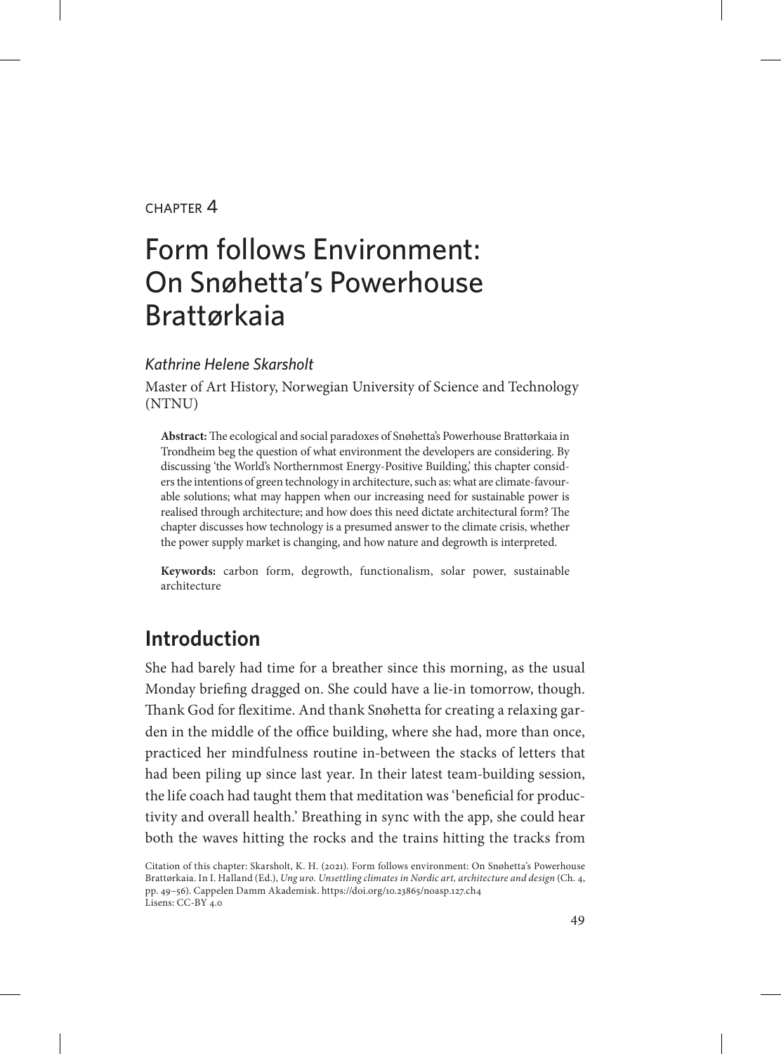CHAPTER 4

# Form follows Environment: On Snøhetta's Powerhouse Brattørkaia

*Kathrine Helene Skarsholt*

Master of Art History, Norwegian University of Science and Technology (NTNU)

**Abstract:** The ecological and social paradoxes of Snøhetta's Powerhouse Brattørkaia in Trondheim beg the question of what environment the developers are considering. By discussing 'the World's Northernmost Energy-Positive Building,' this chapter considers the intentions of green technology in architecture, such as: what are climate-favourable solutions; what may happen when our increasing need for sustainable power is realised through architecture; and how does this need dictate architectural form? The chapter discusses how technology is a presumed answer to the climate crisis, whether the power supply market is changing, and how nature and degrowth is interpreted.

**Keywords:** carbon form, degrowth, functionalism, solar power, sustainable architecture

## Introduction

She had barely had time for a breather since this morning, as the usual Monday briefing dragged on. She could have a lie-in tomorrow, though. Thank God for flexitime. And thank Snøhetta for creating a relaxing garden in the middle of the office building, where she had, more than once, practiced her mindfulness routine in-between the stacks of letters that had been piling up since last year. In their latest team-building session, the life coach had taught them that meditation was 'beneficial for productivity and overall health.' Breathing in sync with the app, she could hear both the waves hitting the rocks and the trains hitting the tracks from

Citation of this chapter: Skarsholt, K. H. (2021). Form follows environment: On Snøhetta's Powerhouse Brattørkaia. In I. Halland (Ed.), *Ung uro. Unsettling climates in Nordic art, architecture and design* (Ch. 4, pp. 49–56). Cappelen Damm Akademisk. https://doi.org/10.23865/noasp.127.ch4
Lisens: CC-BY 4.0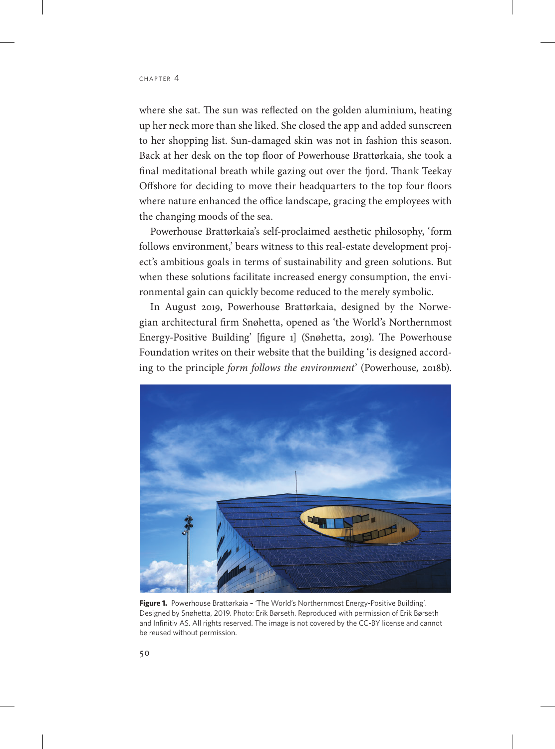where she sat. The sun was reflected on the golden aluminium, heating up her neck more than she liked. She closed the app and added sunscreen to her shopping list. Sun-damaged skin was not in fashion this season. Back at her desk on the top floor of Powerhouse Brattørkaia, she took a final meditational breath while gazing out over the fjord. Thank Teekay Offshore for deciding to move their headquarters to the top four floors where nature enhanced the office landscape, gracing the employees with the changing moods of the sea.

Powerhouse Brattørkaia's self-proclaimed aesthetic philosophy, 'form follows environment,' bears witness to this real-estate development project's ambitious goals in terms of sustainability and green solutions. But when these solutions facilitate increased energy consumption, the environmental gain can quickly become reduced to the merely symbolic.

In August 2019, Powerhouse Brattørkaia, designed by the Norwegian architectural firm Snøhetta, opened as 'the World's Northernmost Energy-Positive Building' [figure 1] (Snøhetta, 2019). The Powerhouse Foundation writes on their website that the building 'is designed according to the principle *form follows the environment*' (Powerhouse, 2018b).

**Figure 1.** Powerhouse Brattørkaia – 'The World's Northernmost Energy-Positive Building'. Designed by Snøhetta, 2019. Photo: Erik Børseth. Reproduced with permission of Erik Børseth and Infinitiv AS. All rights reserved. The image is not covered by the CC-BY license and cannot be reused without permission.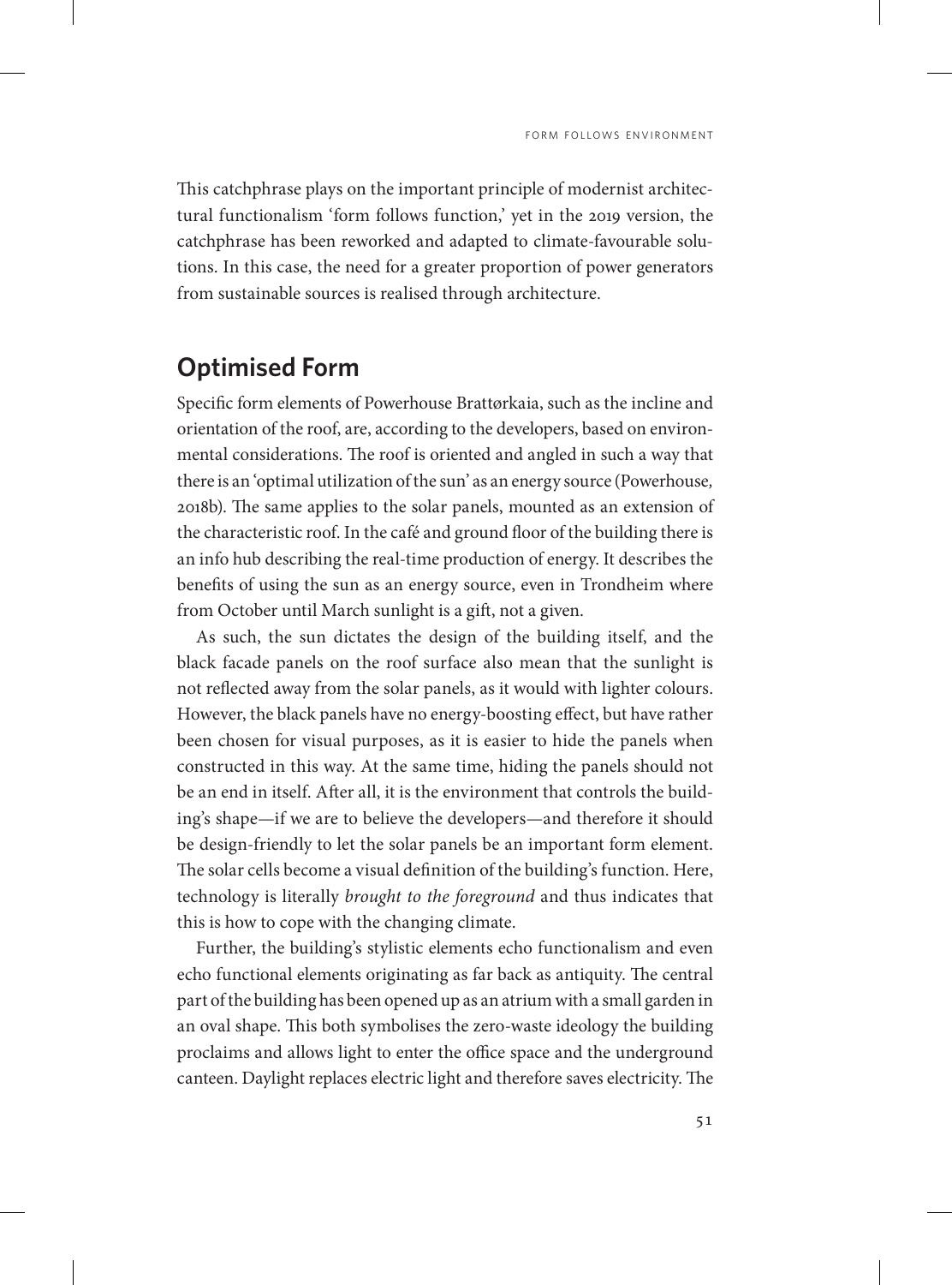This catchphrase plays on the important principle of modernist architectural functionalism 'form follows function,' yet in the 2019 version, the catchphrase has been reworked and adapted to climate-favourable solutions. In this case, the need for a greater proportion of power generators from sustainable sources is realised through architecture.

## Optimised Form

Specific form elements of Powerhouse Brattørkaia, such as the incline and orientation of the roof, are, according to the developers, based on environmental considerations. The roof is oriented and angled in such a way that there is an 'optimal utilization of the sun' as an energy source (Powerhouse, 2018b). The same applies to the solar panels, mounted as an extension of the characteristic roof. In the café and ground floor of the building there is an info hub describing the real-time production of energy. It describes the benefits of using the sun as an energy source, even in Trondheim where from October until March sunlight is a gift, not a given.

As such, the sun dictates the design of the building itself, and the black facade panels on the roof surface also mean that the sunlight is not reflected away from the solar panels, as it would with lighter colours. However, the black panels have no energy-boosting effect, but have rather been chosen for visual purposes, as it is easier to hide the panels when constructed in this way. At the same time, hiding the panels should not be an end in itself. After all, it is the environment that controls the building's shape—if we are to believe the developers—and therefore it should be design-friendly to let the solar panels be an important form element. The solar cells become a visual definition of the building's function. Here, technology is literally *brought to the foreground* and thus indicates that this is how to cope with the changing climate.

Further, the building's stylistic elements echo functionalism and even echo functional elements originating as far back as antiquity. The central part of the building has been opened up as an atrium with a small garden in an oval shape. This both symbolises the zero-waste ideology the building proclaims and allows light to enter the office space and the underground canteen. Daylight replaces electric light and therefore saves electricity. The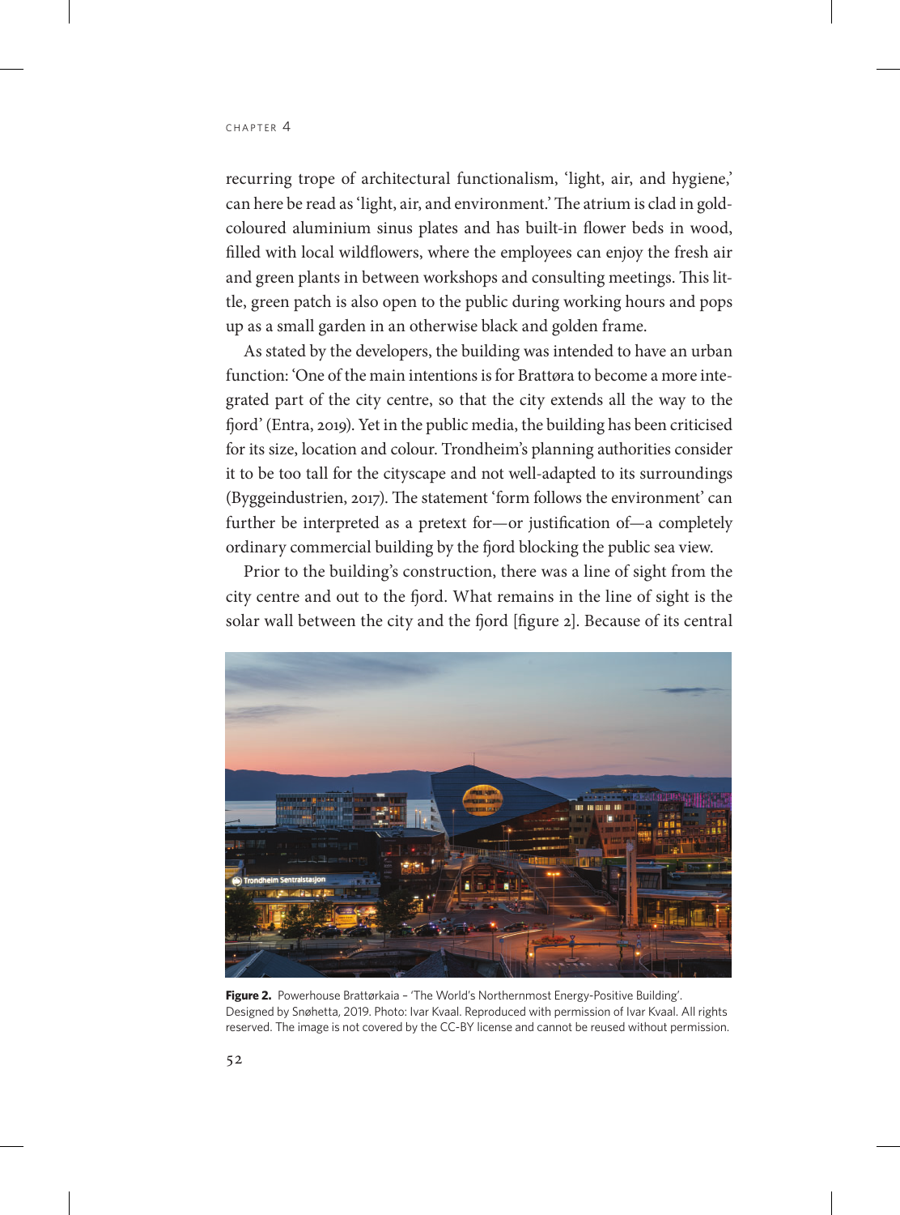recurring trope of architectural functionalism, 'light, air, and hygiene,' can here be read as 'light, air, and environment.' The atrium is clad in gold-coloured aluminium sinus plates and has built-in flower beds in wood, filled with local wildflowers, where the employees can enjoy the fresh air and green plants in between workshops and consulting meetings. This little, green patch is also open to the public during working hours and pops up as a small garden in an otherwise black and golden frame.

As stated by the developers, the building was intended to have an urban function: 'One of the main intentions is for Brattøra to become a more integrated part of the city centre, so that the city extends all the way to the fjord' (Entra, 2019). Yet in the public media, the building has been criticised for its size, location and colour. Trondheim's planning authorities consider it to be too tall for the cityscape and not well-adapted to its surroundings (Byggeindustrien, 2017). The statement 'form follows the environment' can further be interpreted as a pretext for—or justification of—a completely ordinary commercial building by the fjord blocking the public sea view.

Prior to the building's construction, there was a line of sight from the city centre and out to the fjord. What remains in the line of sight is the solar wall between the city and the fjord [figure 2]. Because of its central

**Figure 2.** Powerhouse Brattørkaia – 'The World's Northernmost Energy-Positive Building'. Designed by Snøhetta, 2019. Photo: Ivar Kvaal. Reproduced with permission of Ivar Kvaal. All rights reserved. The image is not covered by the CC-BY license and cannot be reused without permission.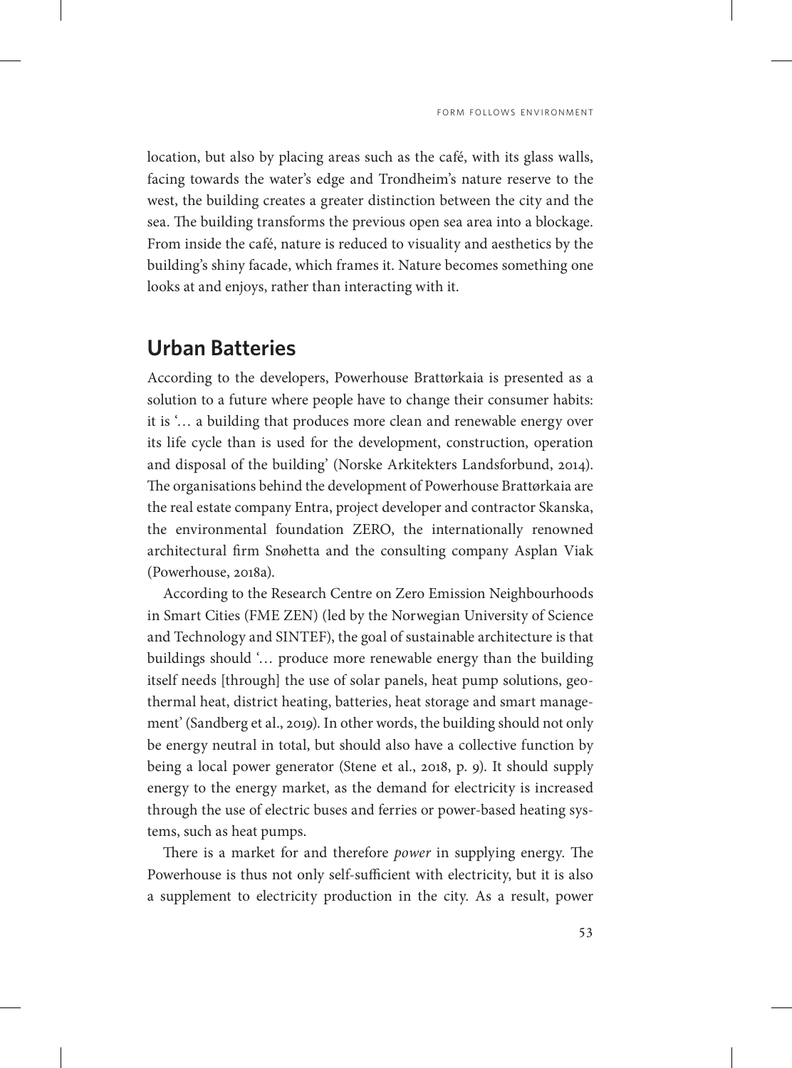location, but also by placing areas such as the café, with its glass walls, facing towards the water's edge and Trondheim's nature reserve to the west, the building creates a greater distinction between the city and the sea. The building transforms the previous open sea area into a blockage. From inside the café, nature is reduced to visuality and aesthetics by the building's shiny facade, which frames it. Nature becomes something one looks at and enjoys, rather than interacting with it.

## Urban Batteries

According to the developers, Powerhouse Brattørkaia is presented as a solution to a future where people have to change their consumer habits: it is '… a building that produces more clean and renewable energy over its life cycle than is used for the development, construction, operation and disposal of the building' (Norske Arkitekters Landsforbund, 2014). The organisations behind the development of Powerhouse Brattørkaia are the real estate company Entra, project developer and contractor Skanska, the environmental foundation ZERO, the internationally renowned architectural firm Snøhetta and the consulting company Asplan Viak (Powerhouse, 2018a).

According to the Research Centre on Zero Emission Neighbourhoods in Smart Cities (FME ZEN) (led by the Norwegian University of Science and Technology and SINTEF), the goal of sustainable architecture is that buildings should '… produce more renewable energy than the building itself needs [through] the use of solar panels, heat pump solutions, geothermal heat, district heating, batteries, heat storage and smart management' (Sandberg et al., 2019). In other words, the building should not only be energy neutral in total, but should also have a collective function by being a local power generator (Stene et al., 2018, p. 9). It should supply energy to the energy market, as the demand for electricity is increased through the use of electric buses and ferries or power-based heating systems, such as heat pumps.

There is a market for and therefore *power* in supplying energy. The Powerhouse is thus not only self-sufficient with electricity, but it is also a supplement to electricity production in the city. As a result, power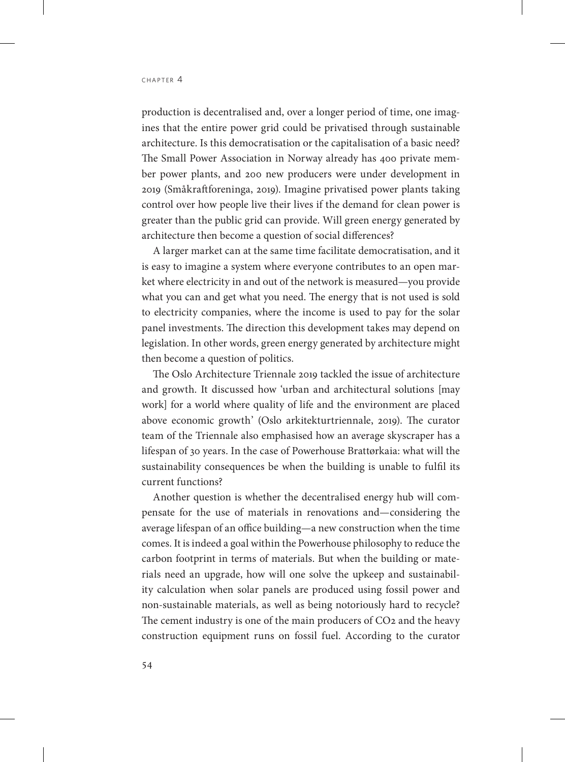production is decentralised and, over a longer period of time, one imagines that the entire power grid could be privatised through sustainable architecture. Is this democratisation or the capitalisation of a basic need? The Small Power Association in Norway already has 400 private member power plants, and 200 new producers were under development in 2019 (Småkraftforeninga, 2019). Imagine privatised power plants taking control over how people live their lives if the demand for clean power is greater than the public grid can provide. Will green energy generated by architecture then become a question of social differences?

A larger market can at the same time facilitate democratisation, and it is easy to imagine a system where everyone contributes to an open market where electricity in and out of the network is measured—you provide what you can and get what you need. The energy that is not used is sold to electricity companies, where the income is used to pay for the solar panel investments. The direction this development takes may depend on legislation. In other words, green energy generated by architecture might then become a question of politics.

The Oslo Architecture Triennale 2019 tackled the issue of architecture and growth. It discussed how 'urban and architectural solutions [may work] for a world where quality of life and the environment are placed above economic growth' (Oslo arkitekturtriennale, 2019). The curator team of the Triennale also emphasised how an average skyscraper has a lifespan of 30 years. In the case of Powerhouse Brattørkaia: what will the sustainability consequences be when the building is unable to fulfil its current functions?

Another question is whether the decentralised energy hub will compensate for the use of materials in renovations and—considering the average lifespan of an office building—a new construction when the time comes. It is indeed a goal within the Powerhouse philosophy to reduce the carbon footprint in terms of materials. But when the building or materials need an upgrade, how will one solve the upkeep and sustainability calculation when solar panels are produced using fossil power and non-sustainable materials, as well as being notoriously hard to recycle? The cement industry is one of the main producers of $CO_2$ and the heavy construction equipment runs on fossil fuel. According to the curator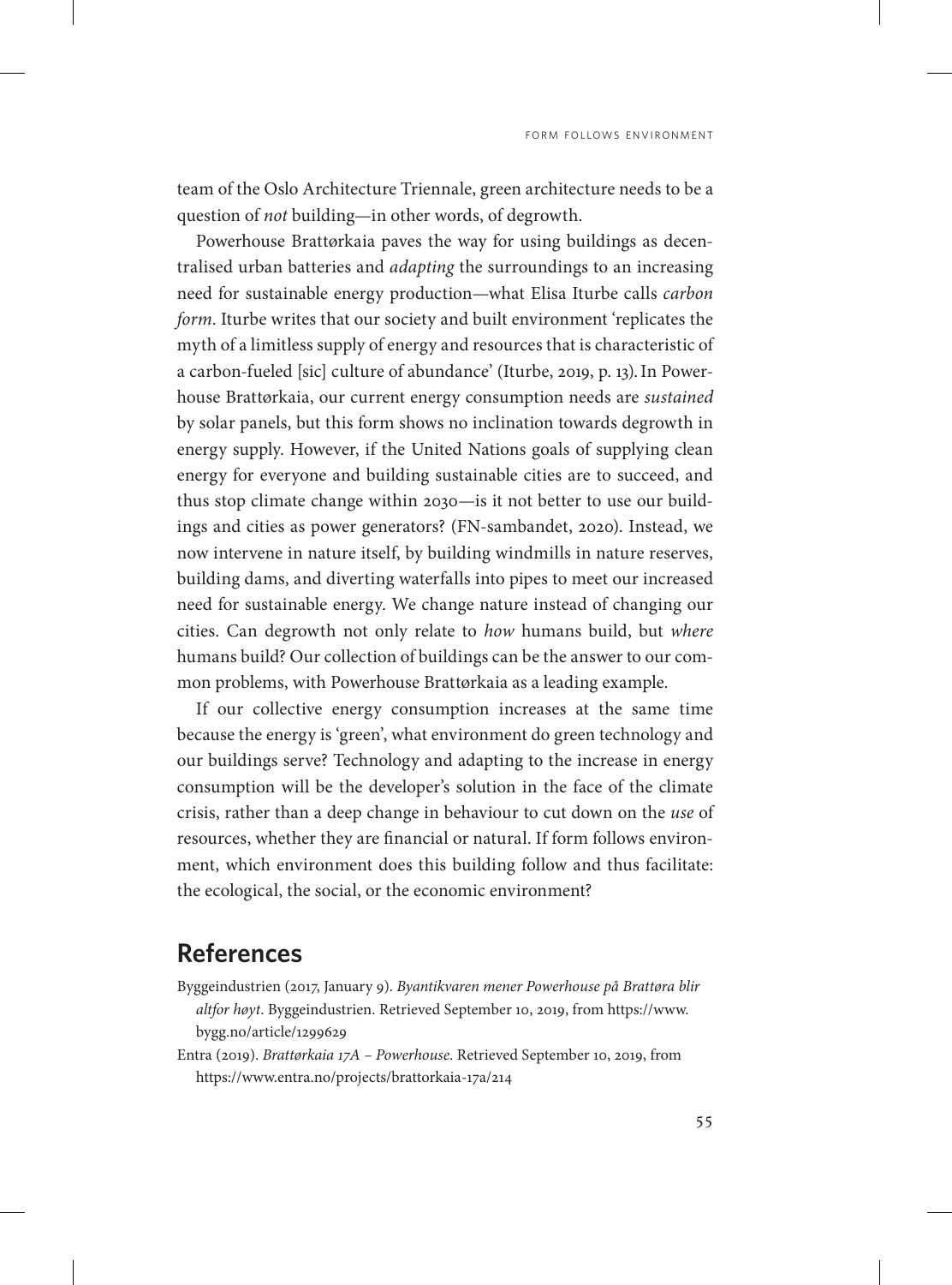team of the Oslo Architecture Triennale, green architecture needs to be a question of *not* building—in other words, of degrowth.

Powerhouse Brattørkaia paves the way for using buildings as decentralised urban batteries and *adapting* the surroundings to an increasing need for sustainable energy production—what Elisa Iturbe calls *carbon form*. Iturbe writes that our society and built environment 'replicates the myth of a limitless supply of energy and resources that is characteristic of a carbon-fueled [sic] culture of abundance' (Iturbe, 2019, p. 13). In Powerhouse Brattørkaia, our current energy consumption needs are *sustained* by solar panels, but this form shows no inclination towards degrowth in energy supply. However, if the United Nations goals of supplying clean energy for everyone and building sustainable cities are to succeed, and thus stop climate change within 2030—is it not better to use our buildings and cities as power generators? (FN-sambandet, 2020). Instead, we now intervene in nature itself, by building windmills in nature reserves, building dams, and diverting waterfalls into pipes to meet our increased need for sustainable energy. We change nature instead of changing our cities. Can degrowth not only relate to *how* humans build, but *where* humans build? Our collection of buildings can be the answer to our common problems, with Powerhouse Brattørkaia as a leading example.

If our collective energy consumption increases at the same time because the energy is 'green', what environment do green technology and our buildings serve? Technology and adapting to the increase in energy consumption will be the developer's solution in the face of the climate crisis, rather than a deep change in behaviour to cut down on the *use* of resources, whether they are financial or natural. If form follows environment, which environment does this building follow and thus facilitate: the ecological, the social, or the economic environment?

## References

Byggeindustrien (2017, January 9). *Byantikvaren mener Powerhouse på Brattøra blir altfor høyt*. Byggeindustrien. Retrieved September 10, 2019, from https://www.bygg.no/article/1299629

Entra (2019). *Brattørkaia 17A – Powerhouse*. Retrieved September 10, 2019, from https://www.entra.no/projects/brattorkaia-17a/214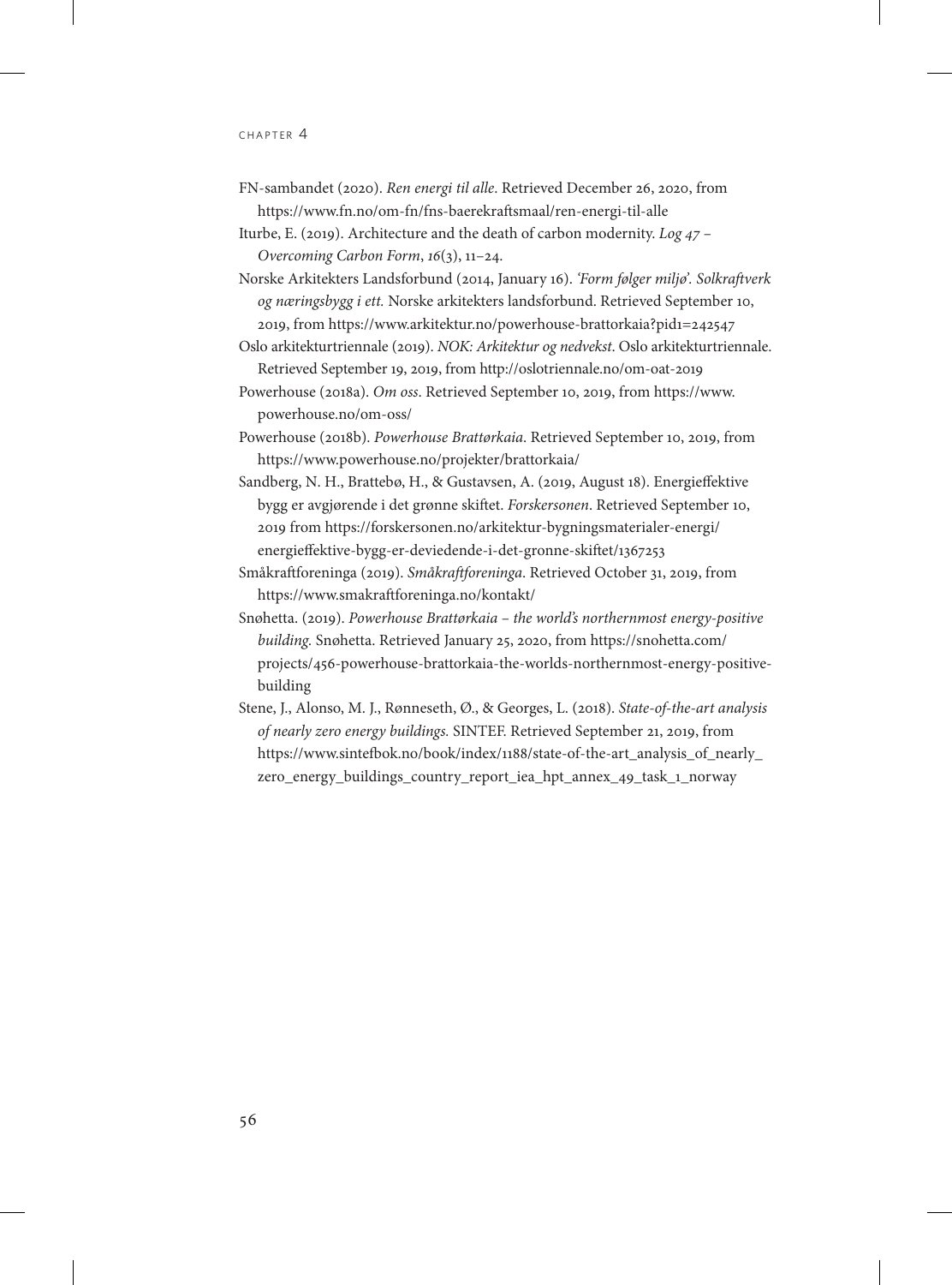FN-sambandet (2020). *Ren energi til alle*. Retrieved December 26, 2020, from https://www.fn.no/om-fn/fns-baerekraftsmaal/ren-energi-til-alle

Iturbe, E. (2019). Architecture and the death of carbon modernity. *Log 47 – Overcoming Carbon Form*, *16*(3), 11–24.

Norske Arkitekters Landsforbund (2014, January 16). *'Form følger miljø'. Solkraftverk og næringsbygg i ett.* Norske arkitekters landsforbund. Retrieved September 10, 2019, from https://www.arkitektur.no/powerhouse-brattorkaia?pid1=242547

Oslo arkitekturtriennale (2019). *NOK: Arkitektur og nedvekst*. Oslo arkitekturtriennale. Retrieved September 19, 2019, from http://oslotriennale.no/om-oat-2019

Powerhouse (2018a). *Om oss*. Retrieved September 10, 2019, from https://www.powerhouse.no/om-oss/

Powerhouse (2018b). *Powerhouse Brattørkaia*. Retrieved September 10, 2019, from https://www.powerhouse.no/projekter/brattorkaia/

Sandberg, N. H., Brattebø, H., & Gustavsen, A. (2019, August 18). Energieffektive bygg er avgjørende i det grønne skiftet. *Forskersonen*. Retrieved September 10, 2019 from https://forskersonen.no/arkitektur-bygningsmaterialer-energi/energieffektive-bygg-er-deviedende-i-det-gronne-skiftet/1367253

Småkraftforeninga (2019). *Småkraftforeninga*. Retrieved October 31, 2019, from https://www.smakraftforeninga.no/kontakt/

Snøhetta. (2019). *Powerhouse Brattørkaia – the world's northernmost energy-positive building.* Snøhetta. Retrieved January 25, 2020, from https://snohetta.com/projects/456-powerhouse-brattorkaia-the-worlds-northernmost-energy-positive-building

Stene, J., Alonso, M. J., Rønneseth, Ø., & Georges, L. (2018). *State-of-the-art analysis of nearly zero energy buildings.* SINTEF. Retrieved September 21, 2019, from https://www.sintefbok.no/book/index/1188/state-of-the-art_analysis_of_nearly_zero_energy_buildings_country_report_iea_hpt_annex_49_task_1_norway